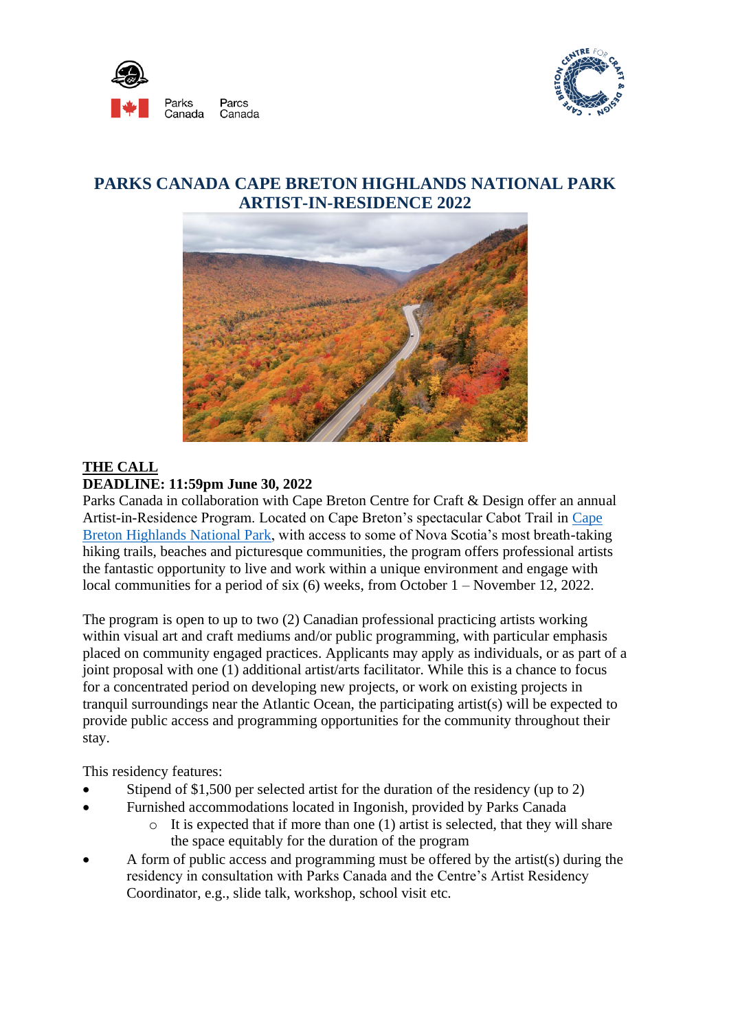# PARKS CANADA CAPE BRETON HIGHLANDS NATIONAL PARK ARTIST-IN-RESIDENCE 2022

## THE CALL

**DEADLINE: 11:59pm June 30, 2022**

Parks Canada in collaboration with Cape Breton Centre for Craft & Design offer an annual Artist-in-Residence Program. Located on Cape Breton's spectacular Cabot Trail in Cape Breton Highlands National Park, with access to some of Nova Scotia's most breath-taking hiking trails, beaches and picturesque communities, the program offers professional artists the fantastic opportunity to live and work within a unique environment and engage with local communities for a period of six (6) weeks, from October 1 – November 12, 2022.

The program is open to up to two (2) Canadian professional practicing artists working within visual art and craft mediums and/or public programming, with particular emphasis placed on community engaged practices. Applicants may apply as individuals, or as part of a joint proposal with one (1) additional artist/arts facilitator. While this is a chance to focus for a concentrated period on developing new projects, or work on existing projects in tranquil surroundings near the Atlantic Ocean, the participating artist(s) will be expected to provide public access and programming opportunities for the community throughout their stay.

This residency features:

- Stipend of $1,500 per selected artist for the duration of the residency (up to 2)
- Furnished accommodations located in Ingonish, provided by Parks Canada
  - It is expected that if more than one (1) artist is selected, that they will share the space equitably for the duration of the program
- A form of public access and programming must be offered by the artist(s) during the residency in consultation with Parks Canada and the Centre's Artist Residency Coordinator, e.g., slide talk, workshop, school visit etc.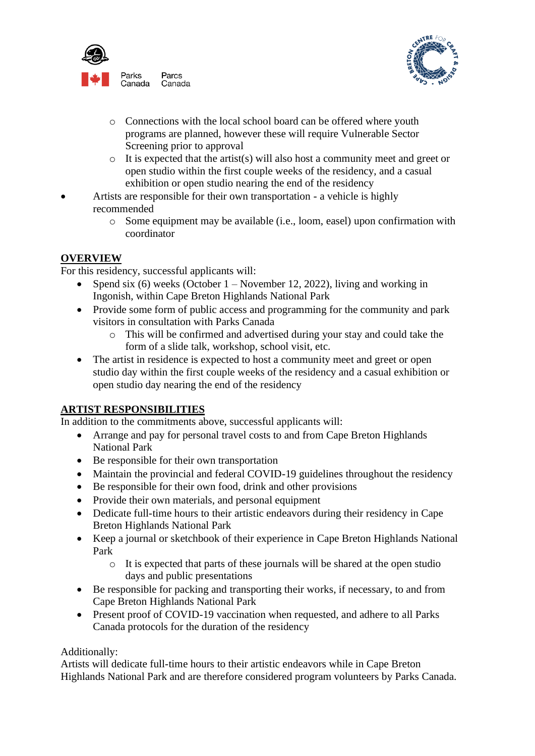- Connections with the local school board can be offered where youth programs are planned, however these will require Vulnerable Sector Screening prior to approval
    - It is expected that the artist(s) will also host a community meet and greet or open studio within the first couple weeks of the residency, and a casual exhibition or open studio nearing the end of the residency
- Artists are responsible for their own transportation - a vehicle is highly recommended
    - Some equipment may be available (i.e., loom, easel) upon confirmation with coordinator

## OVERVIEW

For this residency, successful applicants will:

- Spend six (6) weeks (October 1 – November 12, 2022), living and working in Ingonish, within Cape Breton Highlands National Park
- Provide some form of public access and programming for the community and park visitors in consultation with Parks Canada
    - This will be confirmed and advertised during your stay and could take the form of a slide talk, workshop, school visit, etc.
- The artist in residence is expected to host a community meet and greet or open studio day within the first couple weeks of the residency and a casual exhibition or open studio day nearing the end of the residency

## ARTIST RESPONSIBILITIES

In addition to the commitments above, successful applicants will:

- Arrange and pay for personal travel costs to and from Cape Breton Highlands National Park
- Be responsible for their own transportation
- Maintain the provincial and federal COVID-19 guidelines throughout the residency
- Be responsible for their own food, drink and other provisions
- Provide their own materials, and personal equipment
- Dedicate full-time hours to their artistic endeavors during their residency in Cape Breton Highlands National Park
- Keep a journal or sketchbook of their experience in Cape Breton Highlands National Park
    - It is expected that parts of these journals will be shared at the open studio days and public presentations
- Be responsible for packing and transporting their works, if necessary, to and from Cape Breton Highlands National Park
- Present proof of COVID-19 vaccination when requested, and adhere to all Parks Canada protocols for the duration of the residency

Additionally:
Artists will dedicate full-time hours to their artistic endeavors while in Cape Breton Highlands National Park and are therefore considered program volunteers by Parks Canada.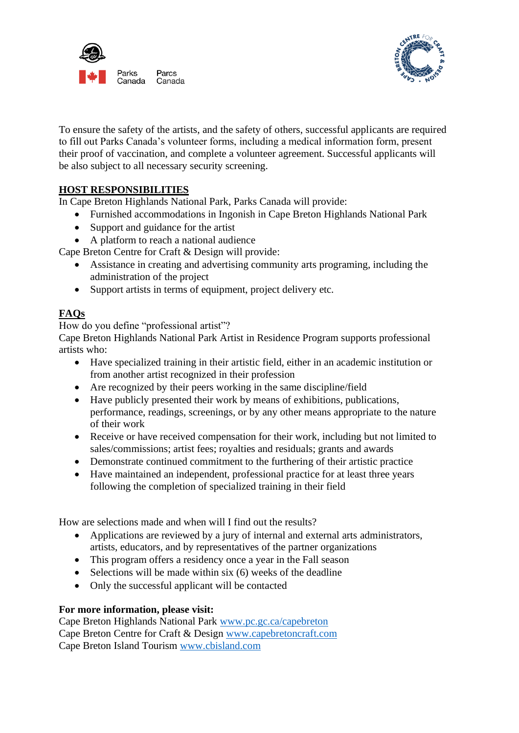To ensure the safety of the artists, and the safety of others, successful applicants are required to fill out Parks Canada's volunteer forms, including a medical information form, present their proof of vaccination, and complete a volunteer agreement. Successful applicants will be also subject to all necessary security screening.

## HOST RESPONSIBILITIES

In Cape Breton Highlands National Park, Parks Canada will provide:

- Furnished accommodations in Ingonish in Cape Breton Highlands National Park
- Support and guidance for the artist
- A platform to reach a national audience

Cape Breton Centre for Craft & Design will provide:

- Assistance in creating and advertising community arts programing, including the administration of the project
- Support artists in terms of equipment, project delivery etc.

## FAQs

How do you define "professional artist"?

Cape Breton Highlands National Park Artist in Residence Program supports professional artists who:

- Have specialized training in their artistic field, either in an academic institution or from another artist recognized in their profession
- Are recognized by their peers working in the same discipline/field
- Have publicly presented their work by means of exhibitions, publications, performance, readings, screenings, or by any other means appropriate to the nature of their work
- Receive or have received compensation for their work, including but not limited to sales/commissions; artist fees; royalties and residuals; grants and awards
- Demonstrate continued commitment to the furthering of their artistic practice
- Have maintained an independent, professional practice for at least three years following the completion of specialized training in their field

How are selections made and when will I find out the results?

- Applications are reviewed by a jury of internal and external arts administrators, artists, educators, and by representatives of the partner organizations
- This program offers a residency once a year in the Fall season
- Selections will be made within six (6) weeks of the deadline
- Only the successful applicant will be contacted

**For more information, please visit:**

Cape Breton Highlands National Park [www.pc.gc.ca/capebreton](http://www.pc.gc.ca/capebreton)
Cape Breton Centre for Craft & Design [www.capebretoncraft.com](http://www.capebretoncraft.com)
Cape Breton Island Tourism [www.cbisland.com](http://www.cbisland.com)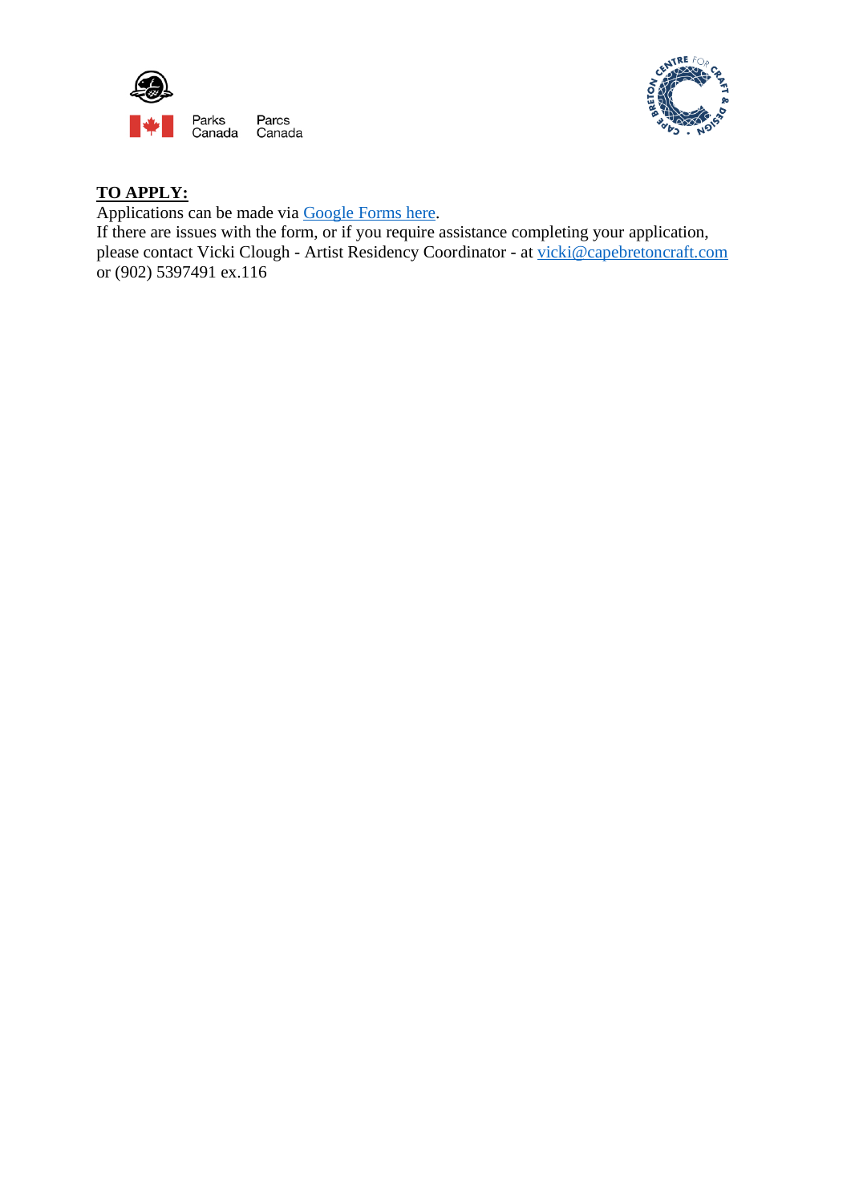**TO APPLY:**

Applications can be made via Google Forms here.
If there are issues with the form, or if you require assistance completing your application, please contact Vicki Clough - Artist Residency Coordinator - at vicki@capebretoncraft.com or (902) 5397491 ex.116